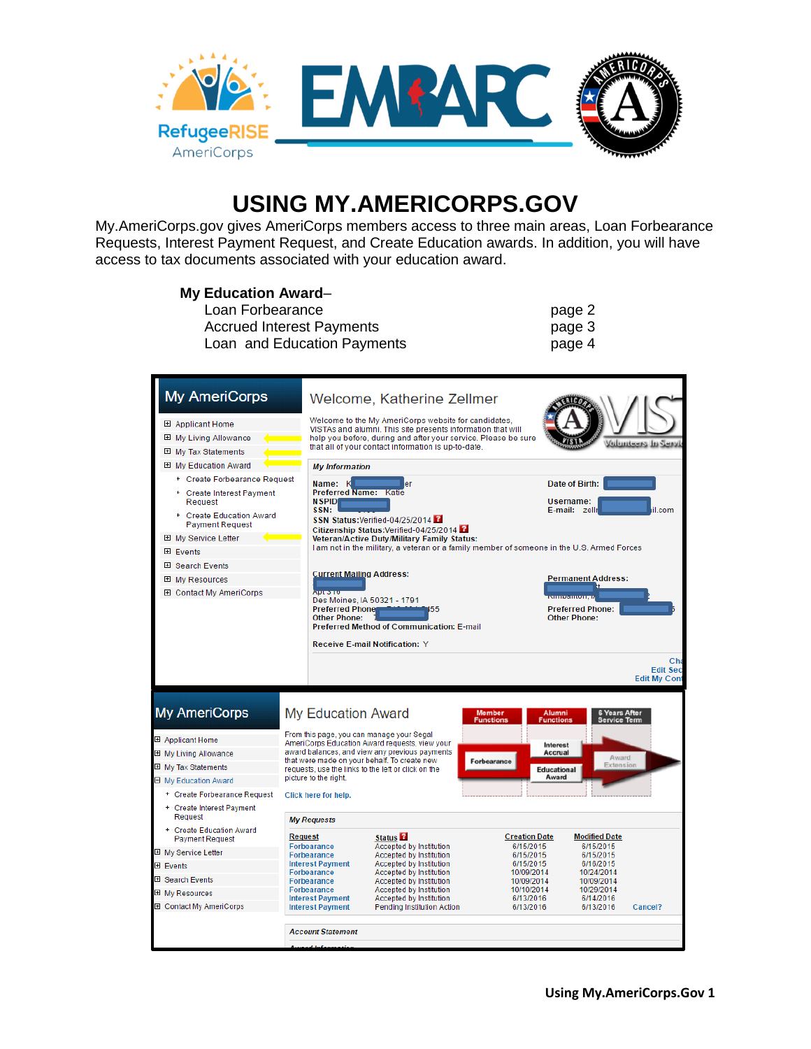# USING MY.AMERICORPS.GOV

My.AmeriCorps.gov gives AmeriCorps members access to three main areas, Loan Forbearance Requests, Interest Payment Request, and Create Education awards. In addition, you will have access to tax documents associated with your education award.

**My Education Award**–

| | |
|---|---|
| Loan Forbearance | page 2 |
| Accrued Interest Payments | page 3 |
| Loan and Education Payments | page 4 |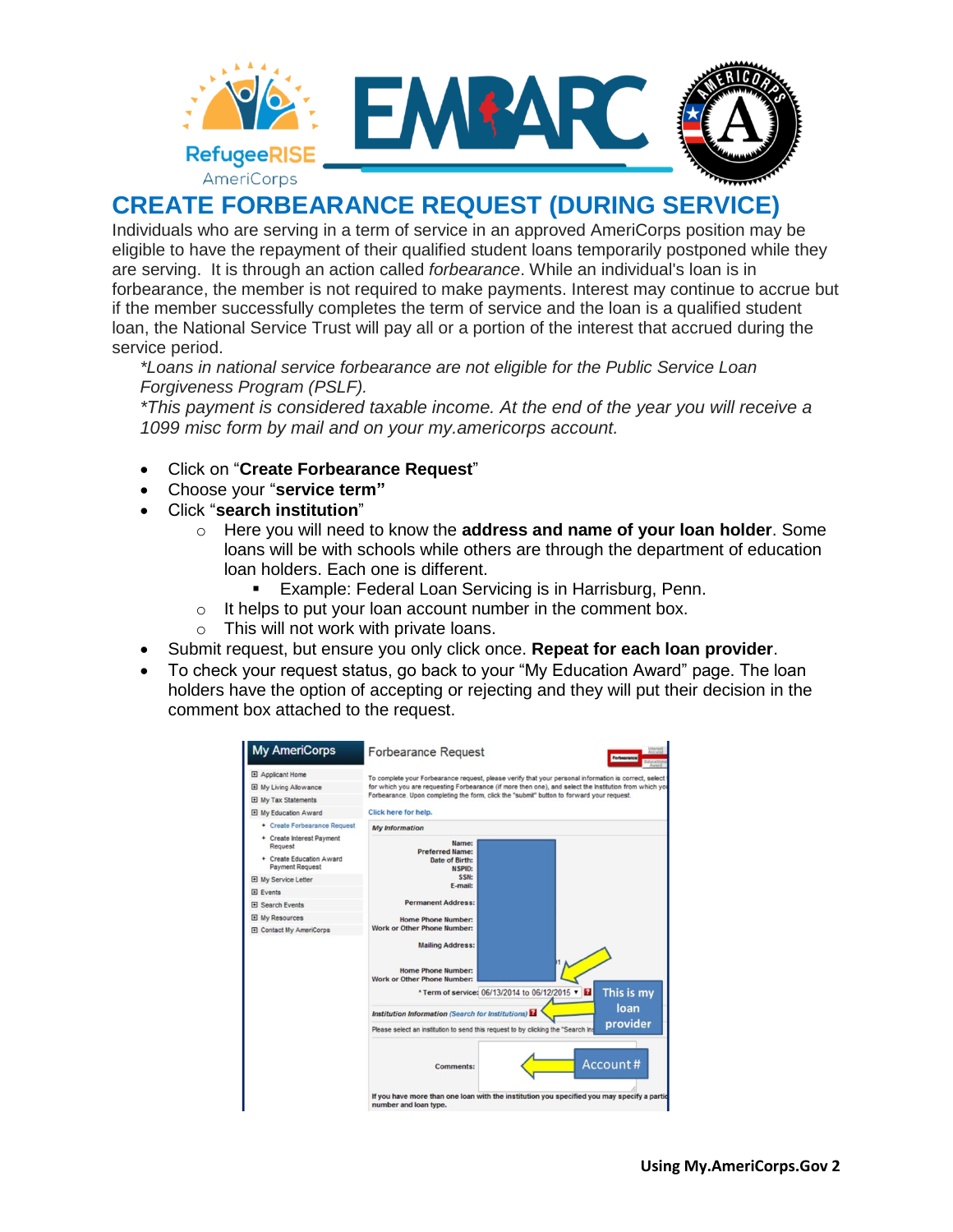# CREATE FORBEARANCE REQUEST (DURING SERVICE)

Individuals who are serving in a term of service in an approved AmeriCorps position may be eligible to have the repayment of their qualified student loans temporarily postponed while they are serving. It is through an action called *forbearance*. While an individual's loan is in forbearance, the member is not required to make payments. Interest may continue to accrue but if the member successfully completes the term of service and the loan is a qualified student loan, the National Service Trust will pay all or a portion of the interest that accrued during the service period.

*\*Loans in national service forbearance are not eligible for the Public Service Loan Forgiveness Program (PSLF).*

*\*This payment is considered taxable income. At the end of the year you will receive a 1099 misc form by mail and on your my.americorps account.*

- Click on "**Create Forbearance Request**"
- Choose your "**service term"**
- Click "**search institution**"
  - Here you will need to know the **address and name of your loan holder**. Some loans will be with schools while others are through the department of education loan holders. Each one is different.
    - Example: Federal Loan Servicing is in Harrisburg, Penn.
  - It helps to put your loan account number in the comment box.
  - This will not work with private loans.
- Submit request, but ensure you only click once. **Repeat for each loan provider**.
- To check your request status, go back to your "My Education Award" page. The loan holders have the option of accepting or rejecting and they will put their decision in the comment box attached to the request.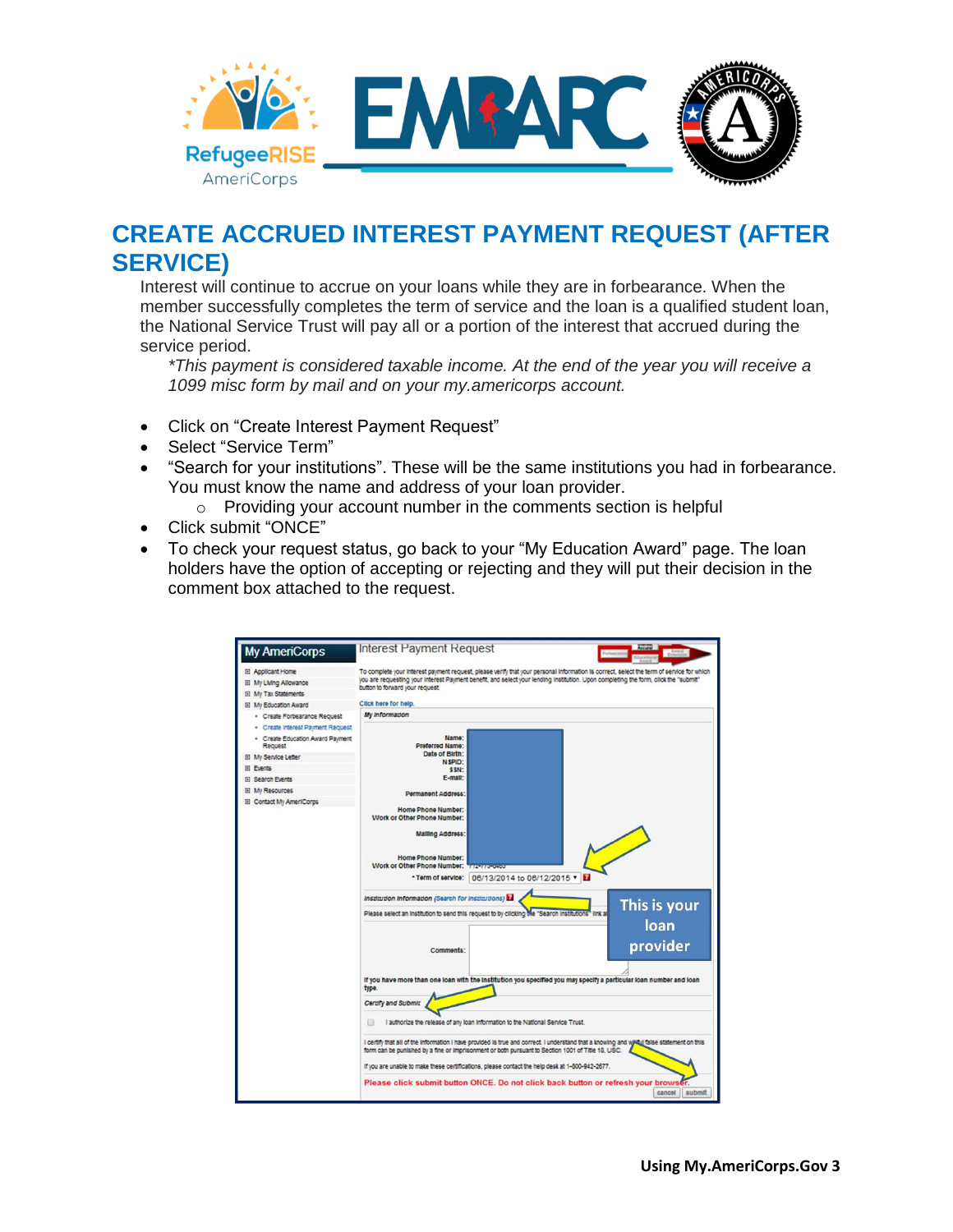# CREATE ACCRUED INTEREST PAYMENT REQUEST (AFTER SERVICE)

Interest will continue to accrue on your loans while they are in forbearance. When the member successfully completes the term of service and the loan is a qualified student loan, the National Service Trust will pay all or a portion of the interest that accrued during the service period.

*\*This payment is considered taxable income. At the end of the year you will receive a 1099 misc form by mail and on your my.americorps account.*

- Click on "Create Interest Payment Request"
- Select "Service Term"
- "Search for your institutions". These will be the same institutions you had in forbearance. You must know the name and address of your loan provider.
  - Providing your account number in the comments section is helpful
- Click submit "ONCE"
- To check your request status, go back to your "My Education Award" page. The loan holders have the option of accepting or rejecting and they will put their decision in the comment box attached to the request.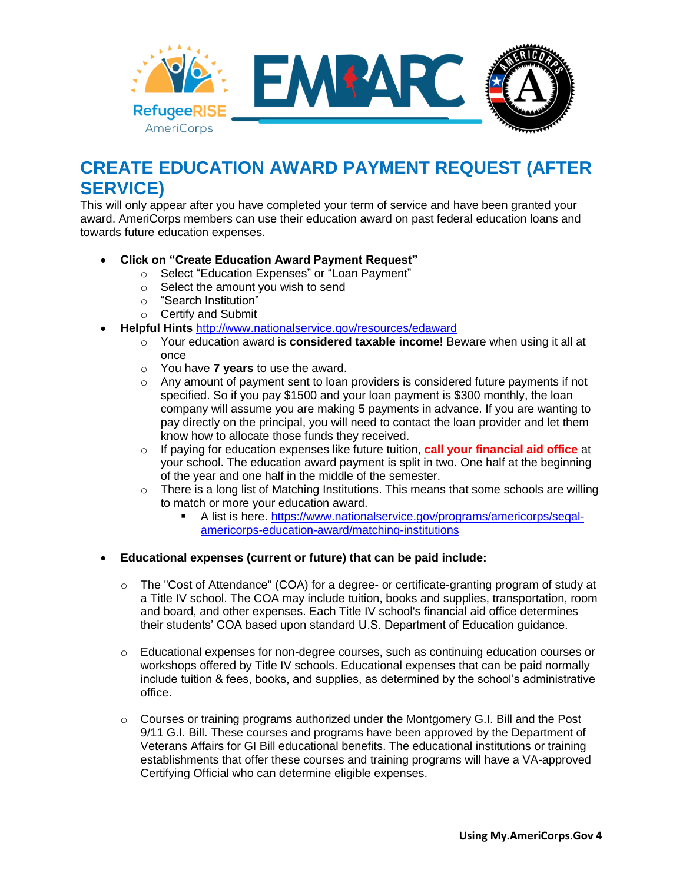# CREATE EDUCATION AWARD PAYMENT REQUEST (AFTER SERVICE)

This will only appear after you have completed your term of service and have been granted your award. AmeriCorps members can use their education award on past federal education loans and towards future education expenses.

- **Click on "Create Education Award Payment Request"**
  - Select "Education Expenses" or "Loan Payment"
  - Select the amount you wish to send
  - "Search Institution"
  - Certify and Submit
- **Helpful Hints** [http://www.nationalservice.gov/resources/edaward](http://www.nationalservice.gov/resources/edaward)
  - Your education award is **considered taxable income**! Beware when using it all at once
  - You have **7 years** to use the award.
  - Any amount of payment sent to loan providers is considered future payments if not specified. So if you pay $1500 and your loan payment is $300 monthly, the loan company will assume you are making 5 payments in advance. If you are wanting to pay directly on the principal, you will need to contact the loan provider and let them know how to allocate those funds they received.
  - If paying for education expenses like future tuition, **call your financial aid office** at your school. The education award payment is split in two. One half at the beginning of the year and one half in the middle of the semester.
  - There is a long list of Matching Institutions. This means that some schools are willing to match or more your education award.
    - A list is here. [https://www.nationalservice.gov/programs/americorps/segal-americorps-education-award/matching-institutions](https://www.nationalservice.gov/programs/americorps/segal-americorps-education-award/matching-institutions)
- **Educational expenses (current or future) that can be paid include:**
  - The "Cost of Attendance" (COA) for a degree- or certificate-granting program of study at a Title IV school. The COA may include tuition, books and supplies, transportation, room and board, and other expenses. Each Title IV school's financial aid office determines their students' COA based upon standard U.S. Department of Education guidance.
  - Educational expenses for non-degree courses, such as continuing education courses or workshops offered by Title IV schools. Educational expenses that can be paid normally include tuition & fees, books, and supplies, as determined by the school's administrative office.
  - Courses or training programs authorized under the Montgomery G.I. Bill and the Post 9/11 G.I. Bill. These courses and programs have been approved by the Department of Veterans Affairs for GI Bill educational benefits. The educational institutions or training establishments that offer these courses and training programs will have a VA-approved Certifying Official who can determine eligible expenses.